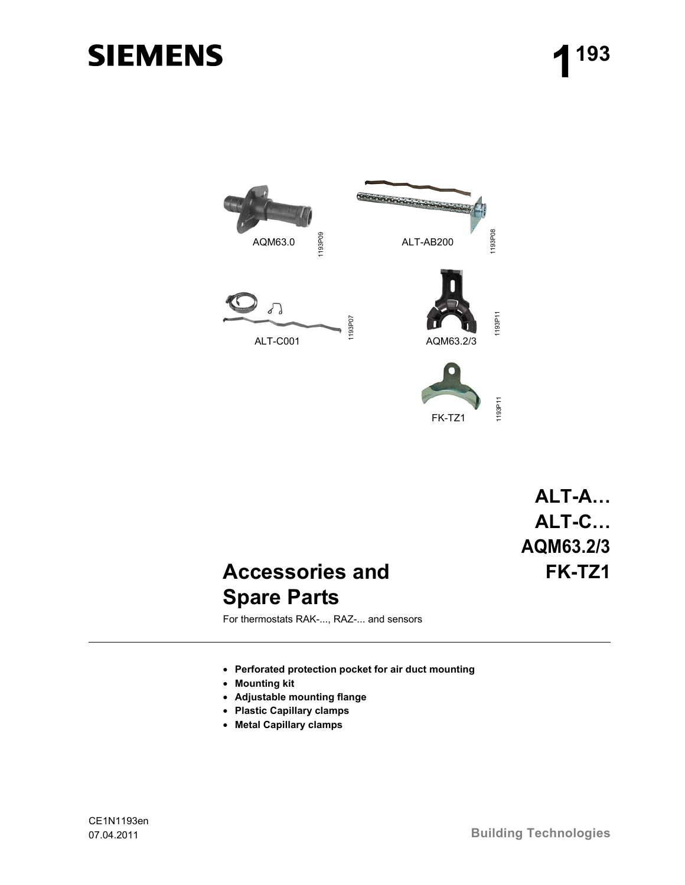SIEMENS

1[193]

AQM63.0

ALT-AB200

ALT-C001

AQM63.2/3

FK-TZ1

**ALT-A…**
**ALT-C…**
**AQM63.2/3**
**FK-TZ1**

# Accessories and Spare Parts

For thermostats RAK-..., RAZ-... and sensors

- **Perforated protection pocket for air duct mounting**
- **Mounting kit**
- **Adjustable mounting flange**
- **Plastic Capillary clamps**
- **Metal Capillary clamps**

CE1N1193en
07.04.2011

Building Technologies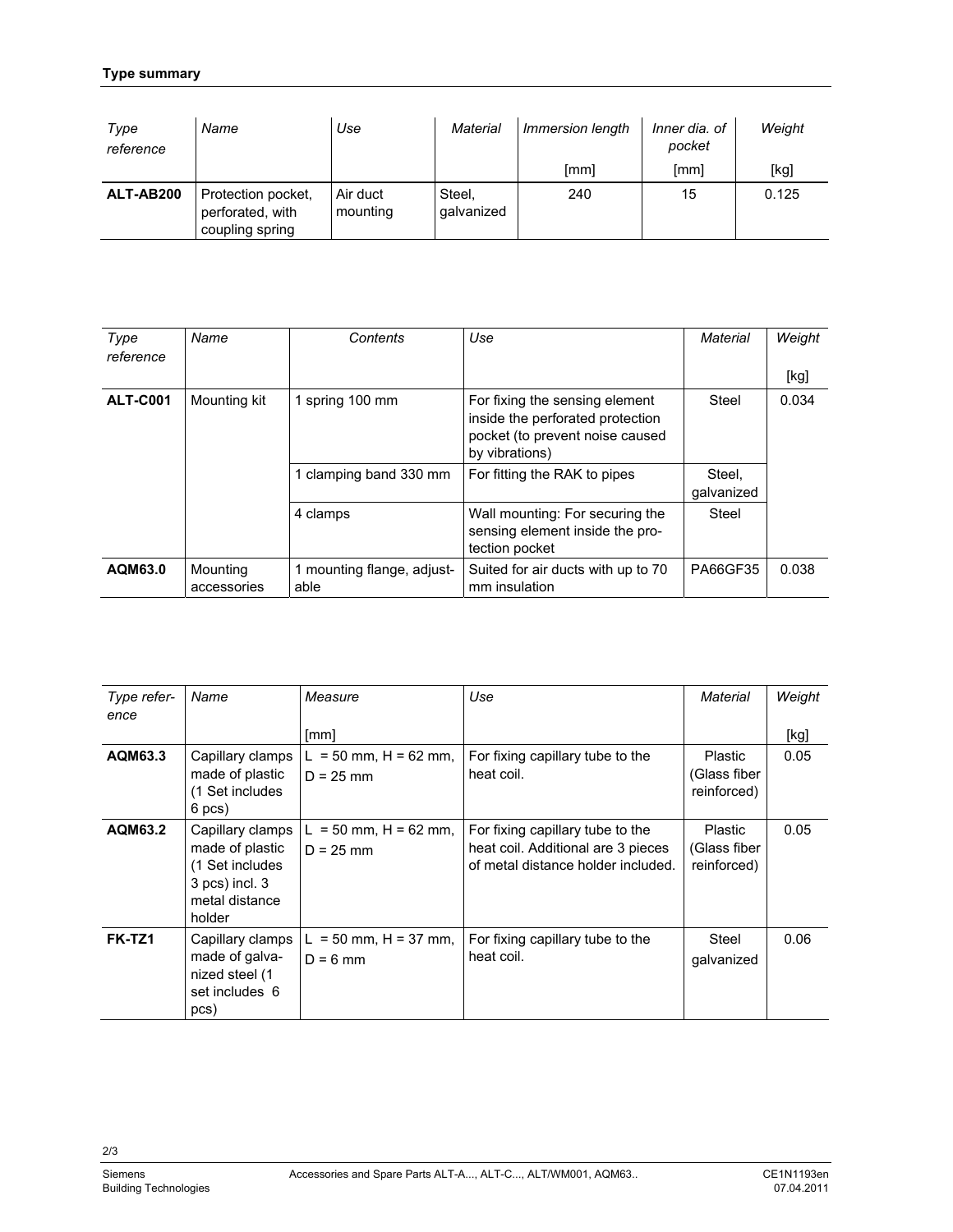**Type summary**

| *Type reference* | *Name* | *Use* | *Material* | *Immersion length* | *Inner dia. of pocket* | *Weight* |
|---|---|---|---|---|---|---|
| | | | | [mm] | [mm] | [kg] |
| **ALT-AB200** | Protection pocket, perforated, with coupling spring | Air duct mounting | Steel, galvanized | 240 | 15 | 0.125 |

| *Type reference* | *Name* | *Contents* | *Use* | *Material* | *Weight* |
|---|---|---|---|---|---|
| | | | | | [kg] |
| **ALT-C001** | Mounting kit | 1 spring 100 mm | For fixing the sensing element inside the perforated protection pocket (to prevent noise caused by vibrations) | Steel | 0.034 |
| | | 1 clamping band 330 mm | For fitting the RAK to pipes | Steel, galvanized | |
| | | 4 clamps | Wall mounting: For securing the sensing element inside the protection pocket | Steel | |
| **AQM63.0** | Mounting accessories | 1 mounting flange, adjustable | Suited for air ducts with up to 70 mm insulation | PA66GF35 | 0.038 |

| *Type reference* | *Name* | *Measure* | *Use* | *Material* | *Weight* |
|---|---|---|---|---|---|
| | | [mm] | | | [kg] |
| **AQM63.3** | Capillary clamps made of plastic (1 Set includes 6 pcs) | L = 50 mm, H = 62 mm, D = 25 mm | For fixing capillary tube to the heat coil. | Plastic (Glass fiber reinforced) | 0.05 |
| **AQM63.2** | Capillary clamps made of plastic (1 Set includes 3 pcs) incl. 3 metal distance holder | L = 50 mm, H = 62 mm, D = 25 mm | For fixing capillary tube to the heat coil. Additional are 3 pieces of metal distance holder included. | Plastic (Glass fiber reinforced) | 0.05 |
| **FK-TZ1** | Capillary clamps made of galvanized steel (1 set includes 6 pcs) | L = 50 mm, H = 37 mm, D = 6 mm | For fixing capillary tube to the heat coil. | Steel galvanized | 0.06 |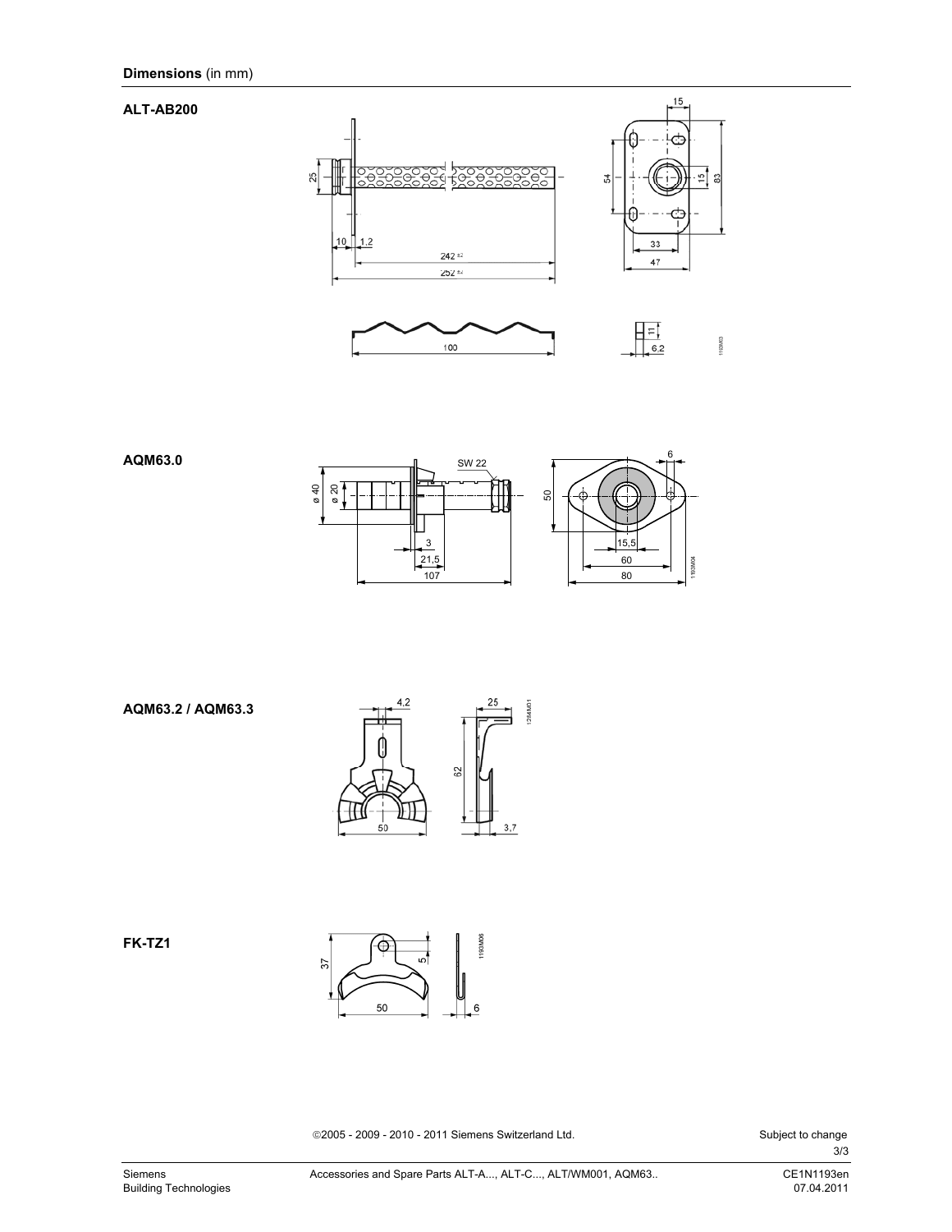**Dimensions** (in mm)

**ALT-AB200**

25
10
1,2
242 ±2
252 ±2
15
54
15
83
33
47
100
11
6,2
1193M03

**AQM63.0**

ø 40
ø 20
SW 22
3
21,5
107
6
50
15,5
60
80
1193M04

**AQM63.2 / AQM63.3**

4,2
50
25
62
3,7
1264M01

**FK-TZ1**

37
5
50
6
1193M06

©2005 - 2009 - 2010 - 2011 Siemens Switzerland Ltd.

Subject to change